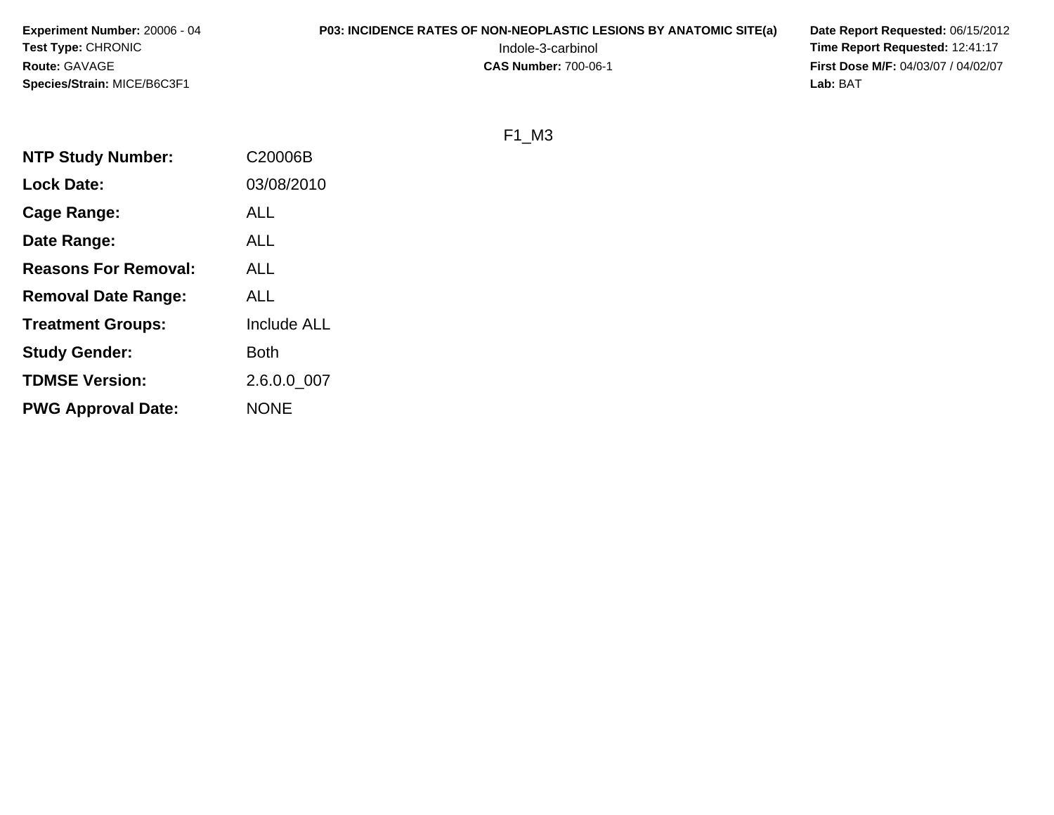**Experiment Number:** 20006 - 04
**Test Type:** CHRONIC
**Route:** GAVAGE
**Species/Strain:** MICE/B6C3F1

**P03: INCIDENCE RATES OF NON-NEOPLASTIC LESIONS BY ANATOMIC SITE(a)**
Indole-3-carbinol
**CAS Number:** 700-06-1

**Date Report Requested:** 06/15/2012
**Time Report Requested:** 12:41:17
**First Dose M/F:** 04/03/07 / 04/02/07
**Lab:** BAT

F1_M3

| | |
|---|---|
| **NTP Study Number:** | C20006B |
| **Lock Date:** | 03/08/2010 |
| **Cage Range:** | ALL |
| **Date Range:** | ALL |
| **Reasons For Removal:** | ALL |
| **Removal Date Range:** | ALL |
| **Treatment Groups:** | Include ALL |
| **Study Gender:** | Both |
| **TDMSE Version:** | 2.6.0.0_007 |
| **PWG Approval Date:** | NONE |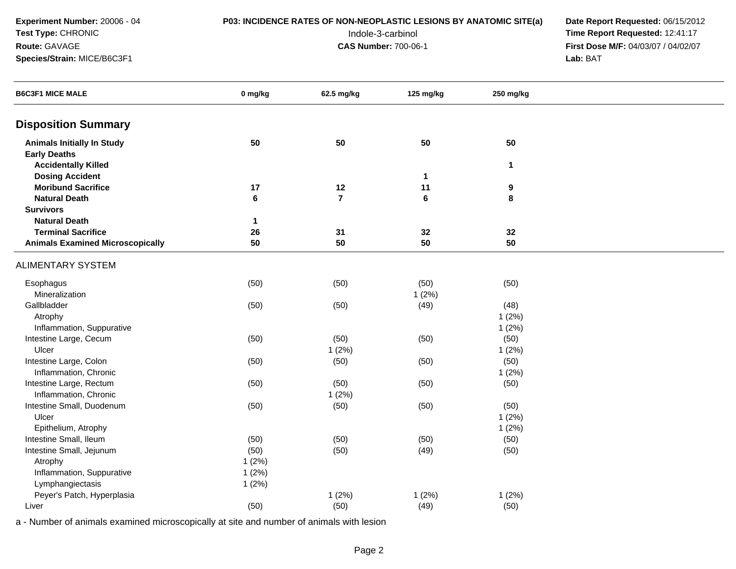**Experiment Number:** 20006 - 04
**Test Type:** CHRONIC
**Route:** GAVAGE
**Species/Strain:** MICE/B6C3F1

**P03: INCIDENCE RATES OF NON-NEOPLASTIC LESIONS BY ANATOMIC SITE(a)**
Indole-3-carbinol
**CAS Number:** 700-06-1

**Date Report Requested:** 06/15/2012
**Time Report Requested:** 12:41:17
**First Dose M/F:** 04/03/07 / 04/02/07
**Lab:** BAT

| B6C3F1 MICE MALE | 0 mg/kg | 62.5 mg/kg | 125 mg/kg | 250 mg/kg |
|---|---|---|---|---|
| **Disposition Summary** | | | | |
| **Animals Initially In Study** | **50** | **50** | **50** | **50** |
| **Early Deaths** | | | | |
| **Accidentally Killed** | | | | **1** |
| **Dosing Accident** | | | **1** | |
| **Moribund Sacrifice** | **17** | **12** | **11** | **9** |
| **Natural Death** | **6** | **7** | **6** | **8** |
| **Survivors** | | | | |
| **Natural Death** | **1** | | | |
| **Terminal Sacrifice** | **26** | **31** | **32** | **32** |
| **Animals Examined Microscopically** | **50** | **50** | **50** | **50** |
| ALIMENTARY SYSTEM | | | | |
| Esophagus | (50) | (50) | (50) | (50) |
| Mineralization | | | 1 (2%) | |
| Gallbladder | (50) | (50) | (49) | (48) |
| Atrophy | | | | 1 (2%) |
| Inflammation, Suppurative | | | | 1 (2%) |
| Intestine Large, Cecum | (50) | (50) | (50) | (50) |
| Ulcer | | 1 (2%) | | 1 (2%) |
| Intestine Large, Colon | (50) | (50) | (50) | (50) |
| Inflammation, Chronic | | | | 1 (2%) |
| Intestine Large, Rectum | (50) | (50) | (50) | (50) |
| Inflammation, Chronic | | 1 (2%) | | |
| Intestine Small, Duodenum | (50) | (50) | (50) | (50) |
| Ulcer | | | | 1 (2%) |
| Epithelium, Atrophy | | | | 1 (2%) |
| Intestine Small, Ileum | (50) | (50) | (50) | (50) |
| Intestine Small, Jejunum | (50) | (50) | (49) | (50) |
| Atrophy | 1 (2%) | | | |
| Inflammation, Suppurative | 1 (2%) | | | |
| Lymphangiectasis | 1 (2%) | | | |
| Peyer's Patch, Hyperplasia | | 1 (2%) | 1 (2%) | 1 (2%) |
| Liver | (50) | (50) | (49) | (50) |

a - Number of animals examined microscopically at site and number of animals with lesion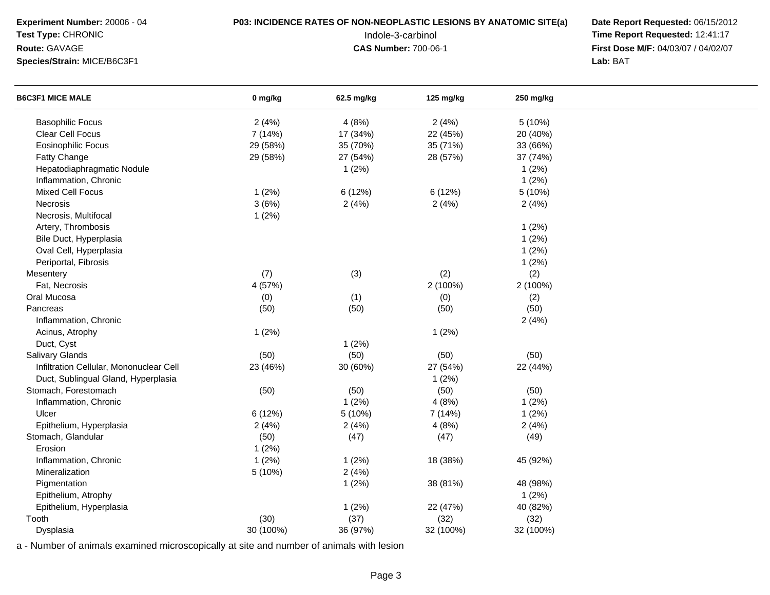**Experiment Number:** 20006 - 04
**Test Type:** CHRONIC
**Route:** GAVAGE
**Species/Strain:** MICE/B6C3F1

**P03: INCIDENCE RATES OF NON-NEOPLASTIC LESIONS BY ANATOMIC SITE(a)**
Indole-3-carbinol
**CAS Number:** 700-06-1

**Date Report Requested:** 06/15/2012
**Time Report Requested:** 12:41:17
**First Dose M/F:** 04/03/07 / 04/02/07
**Lab:** BAT

| B6C3F1 MICE MALE | 0 mg/kg | 62.5 mg/kg | 125 mg/kg | 250 mg/kg |
|---|---|---|---|---|
| Basophilic Focus | 2 (4%) | 4 (8%) | 2 (4%) | 5 (10%) |
| Clear Cell Focus | 7 (14%) | 17 (34%) | 22 (45%) | 20 (40%) |
| Eosinophilic Focus | 29 (58%) | 35 (70%) | 35 (71%) | 33 (66%) |
| Fatty Change | 29 (58%) | 27 (54%) | 28 (57%) | 37 (74%) |
| Hepatodiaphragmatic Nodule | | 1 (2%) | | 1 (2%) |
| Inflammation, Chronic | | | | 1 (2%) |
| Mixed Cell Focus | 1 (2%) | 6 (12%) | 6 (12%) | 5 (10%) |
| Necrosis | 3 (6%) | 2 (4%) | 2 (4%) | 2 (4%) |
| Necrosis, Multifocal | 1 (2%) | | | |
| Artery, Thrombosis | | | | 1 (2%) |
| Bile Duct, Hyperplasia | | | | 1 (2%) |
| Oval Cell, Hyperplasia | | | | 1 (2%) |
| Periportal, Fibrosis | | | | 1 (2%) |
| Mesentery | (7) | (3) | (2) | (2) |
| Fat, Necrosis | 4 (57%) | | 2 (100%) | 2 (100%) |
| Oral Mucosa | (0) | (1) | (0) | (2) |
| Pancreas | (50) | (50) | (50) | (50) |
| Inflammation, Chronic | | | | 2 (4%) |
| Acinus, Atrophy | 1 (2%) | | 1 (2%) | |
| Duct, Cyst | | 1 (2%) | | |
| Salivary Glands | (50) | (50) | (50) | (50) |
| Infiltration Cellular, Mononuclear Cell | 23 (46%) | 30 (60%) | 27 (54%) | 22 (44%) |
| Duct, Sublingual Gland, Hyperplasia | | | 1 (2%) | |
| Stomach, Forestomach | (50) | (50) | (50) | (50) |
| Inflammation, Chronic | | 1 (2%) | 4 (8%) | 1 (2%) |
| Ulcer | 6 (12%) | 5 (10%) | 7 (14%) | 1 (2%) |
| Epithelium, Hyperplasia | 2 (4%) | 2 (4%) | 4 (8%) | 2 (4%) |
| Stomach, Glandular | (50) | (47) | (47) | (49) |
| Erosion | 1 (2%) | | | |
| Inflammation, Chronic | 1 (2%) | 1 (2%) | 18 (38%) | 45 (92%) |
| Mineralization | 5 (10%) | 2 (4%) | | |
| Pigmentation | | 1 (2%) | 38 (81%) | 48 (98%) |
| Epithelium, Atrophy | | | | 1 (2%) |
| Epithelium, Hyperplasia | | 1 (2%) | 22 (47%) | 40 (82%) |
| Tooth | (30) | (37) | (32) | (32) |
| Dysplasia | 30 (100%) | 36 (97%) | 32 (100%) | 32 (100%) |

a - Number of animals examined microscopically at site and number of animals with lesion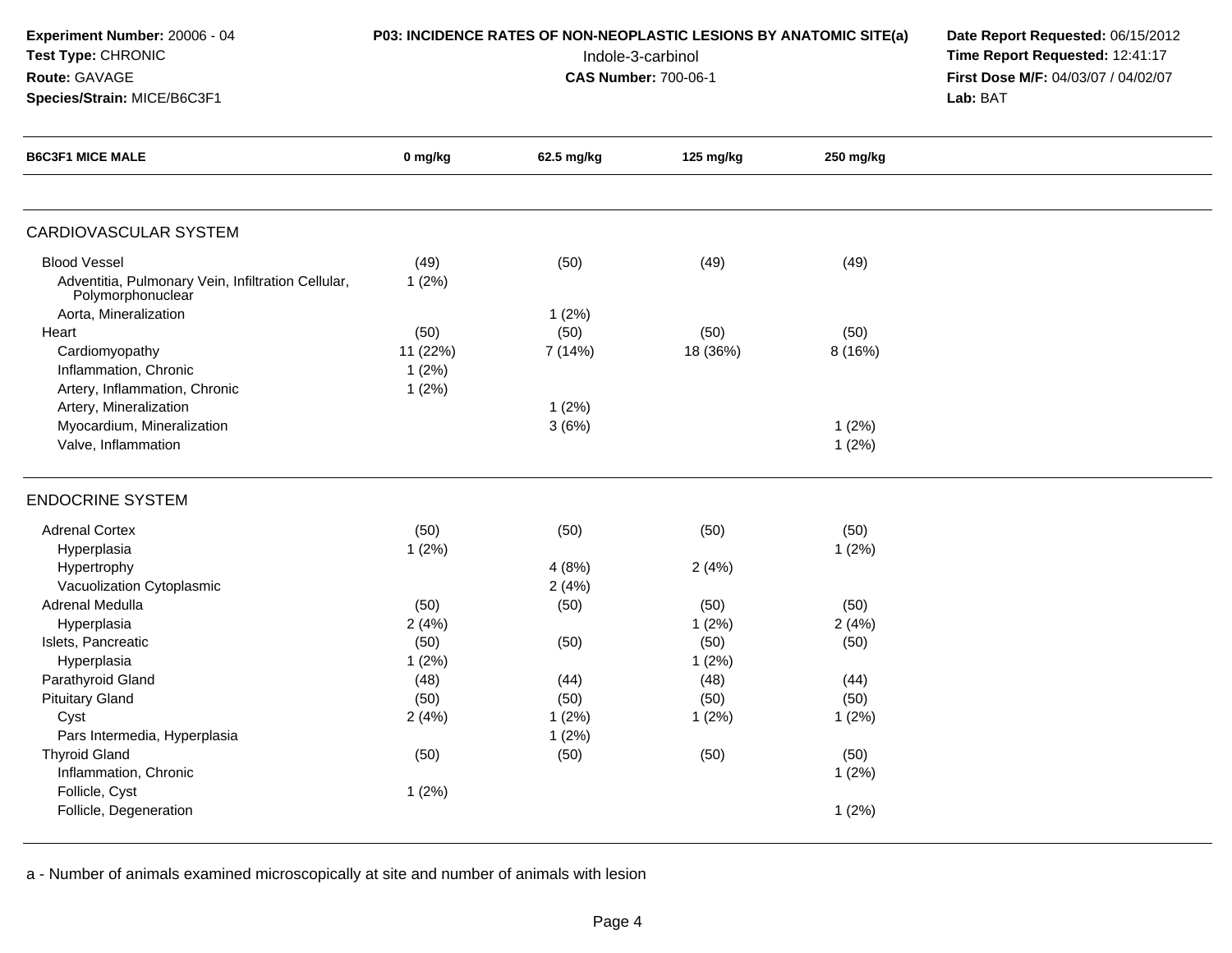**Experiment Number:** 20006 - 04
**Test Type:** CHRONIC
**Route:** GAVAGE
**Species/Strain:** MICE/B6C3F1

**P03: INCIDENCE RATES OF NON-NEOPLASTIC LESIONS BY ANATOMIC SITE(a)**
Indole-3-carbinol
**CAS Number:** 700-06-1

**Date Report Requested:** 06/15/2012
**Time Report Requested:** 12:41:17
**First Dose M/F:** 04/03/07 / 04/02/07
**Lab:** BAT

| B6C3F1 MICE MALE | 0 mg/kg | 62.5 mg/kg | 125 mg/kg | 250 mg/kg |
|---|---|---|---|---|
| **CARDIOVASCULAR SYSTEM** | | | | |
| Blood Vessel | (49) | (50) | (49) | (49) |
| Adventitia, Pulmonary Vein, Infiltration Cellular, Polymorphonuclear | 1 (2%) | | | |
| Aorta, Mineralization | | 1 (2%) | | |
| Heart | (50) | (50) | (50) | (50) |
| Cardiomyopathy | 11 (22%) | 7 (14%) | 18 (36%) | 8 (16%) |
| Inflammation, Chronic | 1 (2%) | | | |
| Artery, Inflammation, Chronic | 1 (2%) | | | |
| Artery, Mineralization | | 1 (2%) | | |
| Myocardium, Mineralization | | 3 (6%) | | 1 (2%) |
| Valve, Inflammation | | | | 1 (2%) |
| **ENDOCRINE SYSTEM** | | | | |
| Adrenal Cortex | (50) | (50) | (50) | (50) |
| Hyperplasia | 1 (2%) | | | 1 (2%) |
| Hypertrophy | | 4 (8%) | 2 (4%) | |
| Vacuolization Cytoplasmic | | 2 (4%) | | |
| Adrenal Medulla | (50) | (50) | (50) | (50) |
| Hyperplasia | 2 (4%) | | 1 (2%) | 2 (4%) |
| Islets, Pancreatic | (50) | (50) | (50) | (50) |
| Hyperplasia | 1 (2%) | | 1 (2%) | |
| Parathyroid Gland | (48) | (44) | (48) | (44) |
| Pituitary Gland | (50) | (50) | (50) | (50) |
| Cyst | 2 (4%) | 1 (2%) | 1 (2%) | 1 (2%) |
| Pars Intermedia, Hyperplasia | | 1 (2%) | | |
| Thyroid Gland | (50) | (50) | (50) | (50) |
| Inflammation, Chronic | | | | 1 (2%) |
| Follicle, Cyst | 1 (2%) | | | |
| Follicle, Degeneration | | | | 1 (2%) |

a - Number of animals examined microscopically at site and number of animals with lesion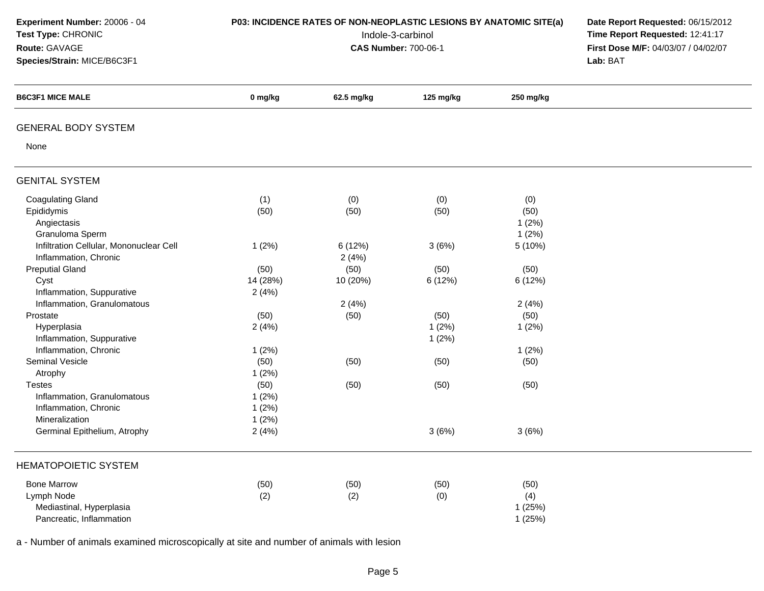**Experiment Number:** 20006 - 04
**Test Type:** CHRONIC
**Route:** GAVAGE
**Species/Strain:** MICE/B6C3F1

**P03: INCIDENCE RATES OF NON-NEOPLASTIC LESIONS BY ANATOMIC SITE(a)**
Indole-3-carbinol
**CAS Number:** 700-06-1

**Date Report Requested:** 06/15/2012
**Time Report Requested:** 12:41:17
**First Dose M/F:** 04/03/07 / 04/02/07
**Lab:** BAT

| B6C3F1 MICE MALE | 0 mg/kg | 62.5 mg/kg | 125 mg/kg | 250 mg/kg |
|---|---|---|---|---|
| **GENERAL BODY SYSTEM** | | | | |
| None | | | | |
| **GENITAL SYSTEM** | | | | |
| Coagulating Gland | (1) | (0) | (0) | (0) |
| Epididymis | (50) | (50) | (50) | (50) |
| Angiectasis | | | | 1 (2%) |
| Granuloma Sperm | | | | 1 (2%) |
| Infiltration Cellular, Mononuclear Cell | 1 (2%) | 6 (12%) | 3 (6%) | 5 (10%) |
| Inflammation, Chronic | | 2 (4%) | | |
| Preputial Gland | (50) | (50) | (50) | (50) |
| Cyst | 14 (28%) | 10 (20%) | 6 (12%) | 6 (12%) |
| Inflammation, Suppurative | 2 (4%) | | | |
| Inflammation, Granulomatous | | 2 (4%) | | 2 (4%) |
| Prostate | (50) | (50) | (50) | (50) |
| Hyperplasia | 2 (4%) | | 1 (2%) | 1 (2%) |
| Inflammation, Suppurative | | | 1 (2%) | |
| Inflammation, Chronic | 1 (2%) | | | 1 (2%) |
| Seminal Vesicle | (50) | (50) | (50) | (50) |
| Atrophy | 1 (2%) | | | |
| Testes | (50) | (50) | (50) | (50) |
| Inflammation, Granulomatous | 1 (2%) | | | |
| Inflammation, Chronic | 1 (2%) | | | |
| Mineralization | 1 (2%) | | | |
| Germinal Epithelium, Atrophy | 2 (4%) | | 3 (6%) | 3 (6%) |
| **HEMATOPOIETIC SYSTEM** | | | | |
| Bone Marrow | (50) | (50) | (50) | (50) |
| Lymph Node | (2) | (2) | (0) | (4) |
| Mediastinal, Hyperplasia | | | | 1 (25%) |
| Pancreatic, Inflammation | | | | 1 (25%) |

a - Number of animals examined microscopically at site and number of animals with lesion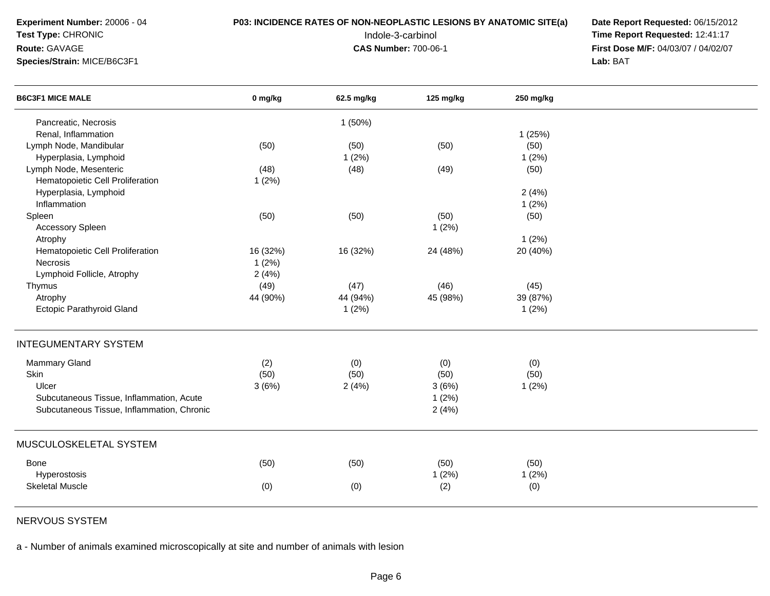**Experiment Number:** 20006 - 04
**Test Type:** CHRONIC
**Route:** GAVAGE
**Species/Strain:** MICE/B6C3F1

**P03: INCIDENCE RATES OF NON-NEOPLASTIC LESIONS BY ANATOMIC SITE(a)**
Indole-3-carbinol
**CAS Number:** 700-06-1

**Date Report Requested:** 06/15/2012
**Time Report Requested:** 12:41:17
**First Dose M/F:** 04/03/07 / 04/02/07
**Lab:** BAT

| B6C3F1 MICE MALE | 0 mg/kg | 62.5 mg/kg | 125 mg/kg | 250 mg/kg |
|---|---|---|---|---|
| Pancreatic, Necrosis | | 1 (50%) | | |
| Renal, Inflammation | | | | 1 (25%) |
| Lymph Node, Mandibular | (50) | (50) | (50) | (50) |
| Hyperplasia, Lymphoid | | 1 (2%) | | 1 (2%) |
| Lymph Node, Mesenteric | (48) | (48) | (49) | (50) |
| Hematopoietic Cell Proliferation | 1 (2%) | | | |
| Hyperplasia, Lymphoid | | | | 2 (4%) |
| Inflammation | | | | 1 (2%) |
| Spleen | (50) | (50) | (50) | (50) |
| Accessory Spleen | | | 1 (2%) | |
| Atrophy | | | | 1 (2%) |
| Hematopoietic Cell Proliferation | 16 (32%) | 16 (32%) | 24 (48%) | 20 (40%) |
| Necrosis | 1 (2%) | | | |
| Lymphoid Follicle, Atrophy | 2 (4%) | | | |
| Thymus | (49) | (47) | (46) | (45) |
| Atrophy | 44 (90%) | 44 (94%) | 45 (98%) | 39 (87%) |
| Ectopic Parathyroid Gland | | 1 (2%) | | 1 (2%) |
| **INTEGUMENTARY SYSTEM** | | | | |
| Mammary Gland | (2) | (0) | (0) | (0) |
| Skin | (50) | (50) | (50) | (50) |
| Ulcer | 3 (6%) | 2 (4%) | 3 (6%) | 1 (2%) |
| Subcutaneous Tissue, Inflammation, Acute | | | 1 (2%) | |
| Subcutaneous Tissue, Inflammation, Chronic | | | 2 (4%) | |
| **MUSCULOSKELETAL SYSTEM** | | | | |
| Bone | (50) | (50) | (50) | (50) |
| Hyperostosis | | | 1 (2%) | 1 (2%) |
| Skeletal Muscle | (0) | (0) | (2) | (0) |
| **NERVOUS SYSTEM** | | | | |

a - Number of animals examined microscopically at site and number of animals with lesion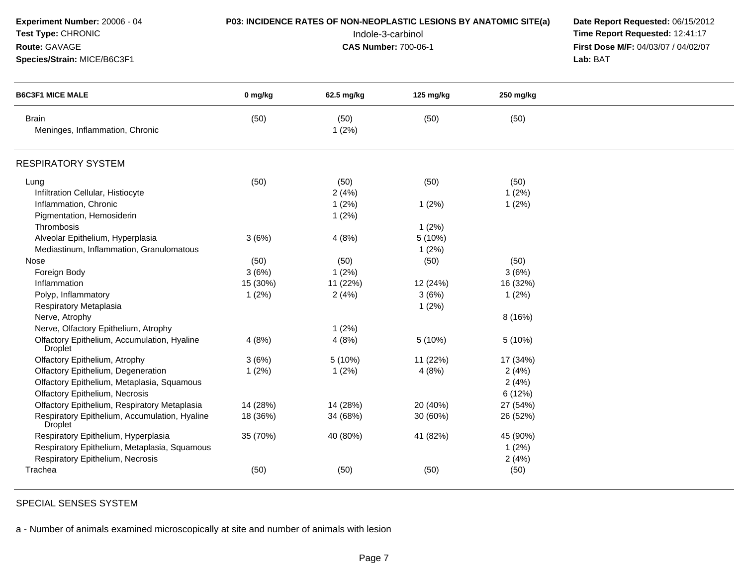**Experiment Number:** 20006 - 04
**Test Type:** CHRONIC
**Route:** GAVAGE
**Species/Strain:** MICE/B6C3F1

**P03: INCIDENCE RATES OF NON-NEOPLASTIC LESIONS BY ANATOMIC SITE(a)**
Indole-3-carbinol
**CAS Number:** 700-06-1

**Date Report Requested:** 06/15/2012
**Time Report Requested:** 12:41:17
**First Dose M/F:** 04/03/07 / 04/02/07
**Lab:** BAT

| B6C3F1 MICE MALE | 0 mg/kg | 62.5 mg/kg | 125 mg/kg | 250 mg/kg |
|---|---|---|---|---|
| Brain | (50) | (50) | (50) | (50) |
| Meninges, Inflammation, Chronic | | 1 (2%) | | |
| **RESPIRATORY SYSTEM** | | | | |
| Lung | (50) | (50) | (50) | (50) |
| Infiltration Cellular, Histiocyte | | 2 (4%) | | 1 (2%) |
| Inflammation, Chronic | | 1 (2%) | 1 (2%) | 1 (2%) |
| Pigmentation, Hemosiderin | | 1 (2%) | | |
| Thrombosis | | | 1 (2%) | |
| Alveolar Epithelium, Hyperplasia | 3 (6%) | 4 (8%) | 5 (10%) | |
| Mediastinum, Inflammation, Granulomatous | | | 1 (2%) | |
| Nose | (50) | (50) | (50) | (50) |
| Foreign Body | 3 (6%) | 1 (2%) | | 3 (6%) |
| Inflammation | 15 (30%) | 11 (22%) | 12 (24%) | 16 (32%) |
| Polyp, Inflammatory | 1 (2%) | 2 (4%) | 3 (6%) | 1 (2%) |
| Respiratory Metaplasia | | | 1 (2%) | |
| Nerve, Atrophy | | | | 8 (16%) |
| Nerve, Olfactory Epithelium, Atrophy | | 1 (2%) | | |
| Olfactory Epithelium, Accumulation, Hyaline Droplet | 4 (8%) | 4 (8%) | 5 (10%) | 5 (10%) |
| Olfactory Epithelium, Atrophy | 3 (6%) | 5 (10%) | 11 (22%) | 17 (34%) |
| Olfactory Epithelium, Degeneration | 1 (2%) | 1 (2%) | 4 (8%) | 2 (4%) |
| Olfactory Epithelium, Metaplasia, Squamous | | | | 2 (4%) |
| Olfactory Epithelium, Necrosis | | | | 6 (12%) |
| Olfactory Epithelium, Respiratory Metaplasia | 14 (28%) | 14 (28%) | 20 (40%) | 27 (54%) |
| Respiratory Epithelium, Accumulation, Hyaline Droplet | 18 (36%) | 34 (68%) | 30 (60%) | 26 (52%) |
| Respiratory Epithelium, Hyperplasia | 35 (70%) | 40 (80%) | 41 (82%) | 45 (90%) |
| Respiratory Epithelium, Metaplasia, Squamous | | | | 1 (2%) |
| Respiratory Epithelium, Necrosis | | | | 2 (4%) |
| Trachea | (50) | (50) | (50) | (50) |

SPECIAL SENSES SYSTEM

a - Number of animals examined microscopically at site and number of animals with lesion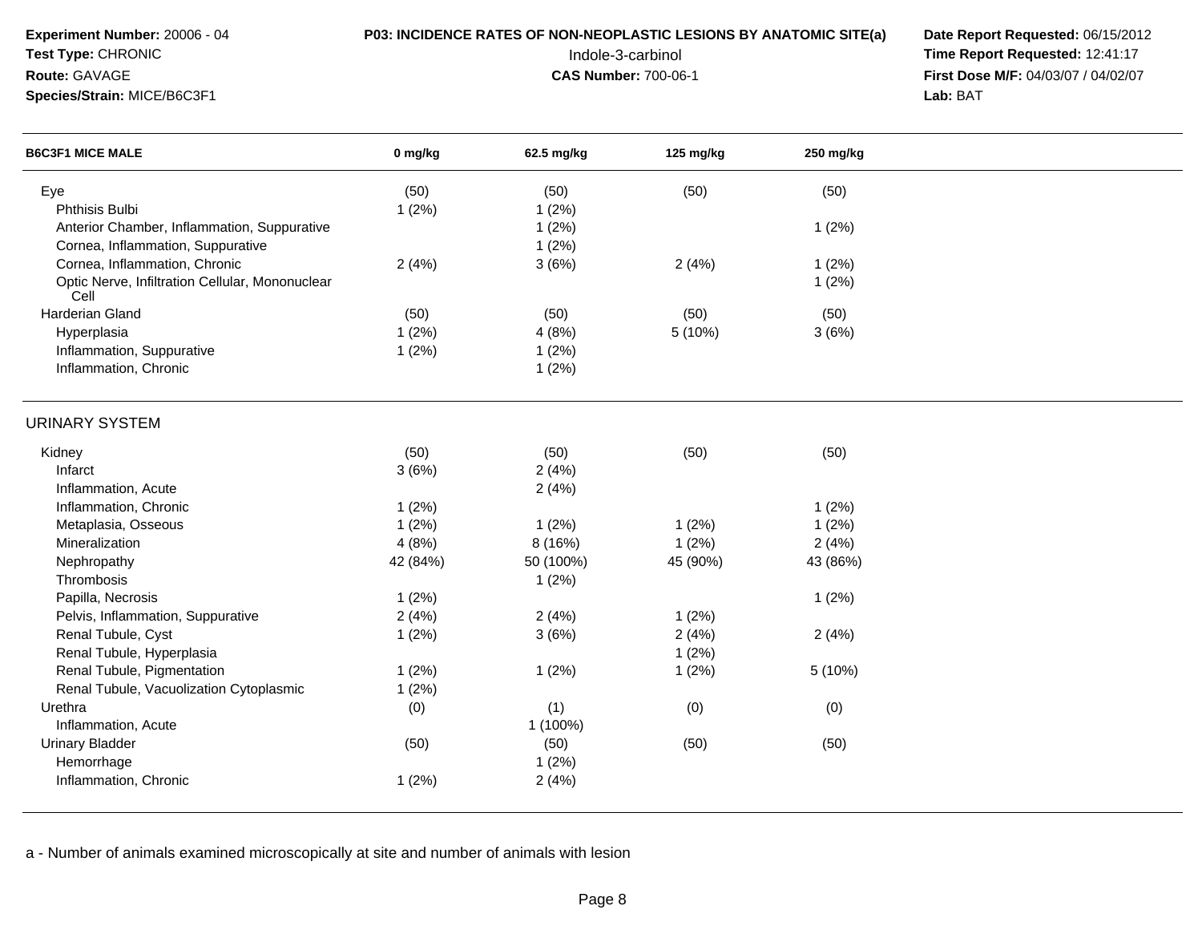**Experiment Number:** 20006 - 04
**Test Type:** CHRONIC
**Route:** GAVAGE
**Species/Strain:** MICE/B6C3F1

**P03: INCIDENCE RATES OF NON-NEOPLASTIC LESIONS BY ANATOMIC SITE(a)**
Indole-3-carbinol
**CAS Number:** 700-06-1

**Date Report Requested:** 06/15/2012
**Time Report Requested:** 12:41:17
**First Dose M/F:** 04/03/07 / 04/02/07
**Lab:** BAT

| B6C3F1 MICE MALE | 0 mg/kg | 62.5 mg/kg | 125 mg/kg | 250 mg/kg |
|---|---|---|---|---|
| Eye | (50) | (50) | (50) | (50) |
| Phthisis Bulbi | 1 (2%) | 1 (2%) | | |
| Anterior Chamber, Inflammation, Suppurative | | 1 (2%) | | 1 (2%) |
| Cornea, Inflammation, Suppurative | | 1 (2%) | | |
| Cornea, Inflammation, Chronic | 2 (4%) | 3 (6%) | 2 (4%) | 1 (2%) |
| Optic Nerve, Infiltration Cellular, Mononuclear Cell | | | | 1 (2%) |
| Harderian Gland | (50) | (50) | (50) | (50) |
| Hyperplasia | 1 (2%) | 4 (8%) | 5 (10%) | 3 (6%) |
| Inflammation, Suppurative | 1 (2%) | 1 (2%) | | |
| Inflammation, Chronic | | 1 (2%) | | |
| **URINARY SYSTEM** | | | | |
| Kidney | (50) | (50) | (50) | (50) |
| Infarct | 3 (6%) | 2 (4%) | | |
| Inflammation, Acute | | 2 (4%) | | |
| Inflammation, Chronic | 1 (2%) | | | 1 (2%) |
| Metaplasia, Osseous | 1 (2%) | 1 (2%) | 1 (2%) | 1 (2%) |
| Mineralization | 4 (8%) | 8 (16%) | 1 (2%) | 2 (4%) |
| Nephropathy | 42 (84%) | 50 (100%) | 45 (90%) | 43 (86%) |
| Thrombosis | | 1 (2%) | | |
| Papilla, Necrosis | 1 (2%) | | | 1 (2%) |
| Pelvis, Inflammation, Suppurative | 2 (4%) | 2 (4%) | 1 (2%) | |
| Renal Tubule, Cyst | 1 (2%) | 3 (6%) | 2 (4%) | 2 (4%) |
| Renal Tubule, Hyperplasia | | | 1 (2%) | |
| Renal Tubule, Pigmentation | 1 (2%) | 1 (2%) | 1 (2%) | 5 (10%) |
| Renal Tubule, Vacuolization Cytoplasmic | 1 (2%) | | | |
| Urethra | (0) | (1) | (0) | (0) |
| Inflammation, Acute | | 1 (100%) | | |
| Urinary Bladder | (50) | (50) | (50) | (50) |
| Hemorrhage | | 1 (2%) | | |
| Inflammation, Chronic | 1 (2%) | 2 (4%) | | |

a - Number of animals examined microscopically at site and number of animals with lesion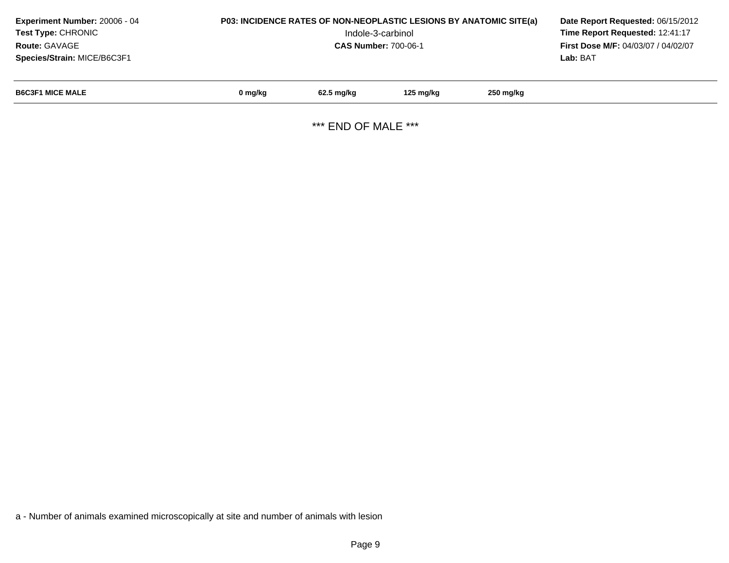**Experiment Number:** 20006 - 04
**Test Type:** CHRONIC
**Route:** GAVAGE
**Species/Strain:** MICE/B6C3F1

**P03: INCIDENCE RATES OF NON-NEOPLASTIC LESIONS BY ANATOMIC SITE(a)**
Indole-3-carbinol
**CAS Number:** 700-06-1

**Date Report Requested:** 06/15/2012
**Time Report Requested:** 12:41:17
**First Dose M/F:** 04/03/07 / 04/02/07
**Lab:** BAT

| B6C3F1 MICE MALE | 0 mg/kg | 62.5 mg/kg | 125 mg/kg | 250 mg/kg |
|---|---|---|---|---|

*** END OF MALE ***

a - Number of animals examined microscopically at site and number of animals with lesion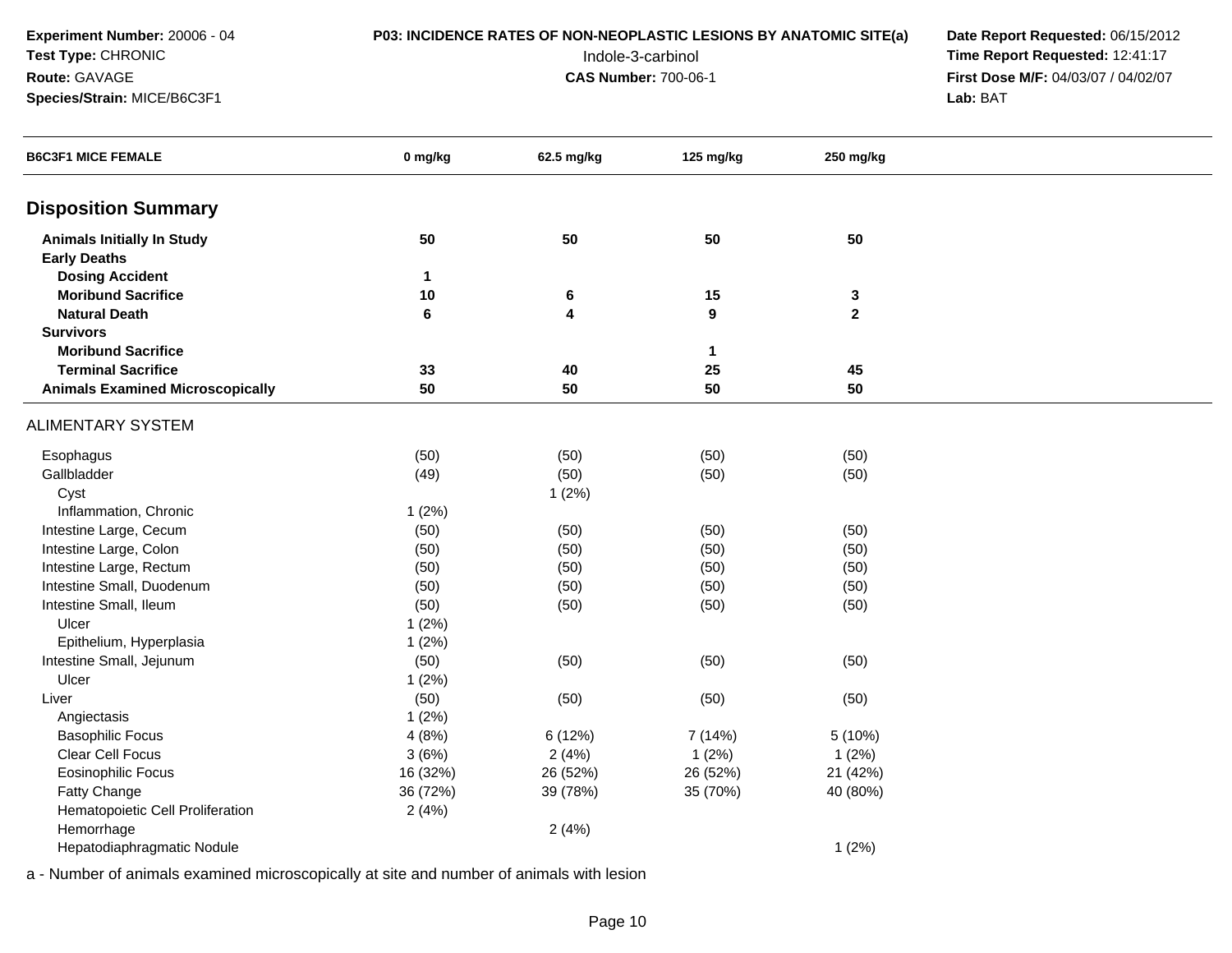**Experiment Number:** 20006 - 04
**Test Type:** CHRONIC
**Route:** GAVAGE
**Species/Strain:** MICE/B6C3F1

**P03: INCIDENCE RATES OF NON-NEOPLASTIC LESIONS BY ANATOMIC SITE(a)**
Indole-3-carbinol
**CAS Number:** 700-06-1

**Date Report Requested:** 06/15/2012
**Time Report Requested:** 12:41:17
**First Dose M/F:** 04/03/07 / 04/02/07
**Lab:** BAT

| B6C3F1 MICE FEMALE | 0 mg/kg | 62.5 mg/kg | 125 mg/kg | 250 mg/kg |
|---|---|---|---|---|
| **Disposition Summary** | | | | |
| **Animals Initially In Study** | **50** | **50** | **50** | **50** |
| **Early Deaths** | | | | |
| **Dosing Accident** | **1** | | | |
| **Moribund Sacrifice** | **10** | **6** | **15** | **3** |
| **Natural Death** | **6** | **4** | **9** | **2** |
| **Survivors** | | | | |
| **Moribund Sacrifice** | | | **1** | |
| **Terminal Sacrifice** | **33** | **40** | **25** | **45** |
| **Animals Examined Microscopically** | **50** | **50** | **50** | **50** |
| ALIMENTARY SYSTEM | | | | |
| Esophagus | (50) | (50) | (50) | (50) |
| Gallbladder | (49) | (50) | (50) | (50) |
| Cyst | | 1 (2%) | | |
| Inflammation, Chronic | 1 (2%) | | | |
| Intestine Large, Cecum | (50) | (50) | (50) | (50) |
| Intestine Large, Colon | (50) | (50) | (50) | (50) |
| Intestine Large, Rectum | (50) | (50) | (50) | (50) |
| Intestine Small, Duodenum | (50) | (50) | (50) | (50) |
| Intestine Small, Ileum | (50) | (50) | (50) | (50) |
| Ulcer | 1 (2%) | | | |
| Epithelium, Hyperplasia | 1 (2%) | | | |
| Intestine Small, Jejunum | (50) | (50) | (50) | (50) |
| Ulcer | 1 (2%) | | | |
| Liver | (50) | (50) | (50) | (50) |
| Angiectasis | 1 (2%) | | | |
| Basophilic Focus | 4 (8%) | 6 (12%) | 7 (14%) | 5 (10%) |
| Clear Cell Focus | 3 (6%) | 2 (4%) | 1 (2%) | 1 (2%) |
| Eosinophilic Focus | 16 (32%) | 26 (52%) | 26 (52%) | 21 (42%) |
| Fatty Change | 36 (72%) | 39 (78%) | 35 (70%) | 40 (80%) |
| Hematopoietic Cell Proliferation | 2 (4%) | | | |
| Hemorrhage | | 2 (4%) | | |
| Hepatodiaphragmatic Nodule | | | | 1 (2%) |

a - Number of animals examined microscopically at site and number of animals with lesion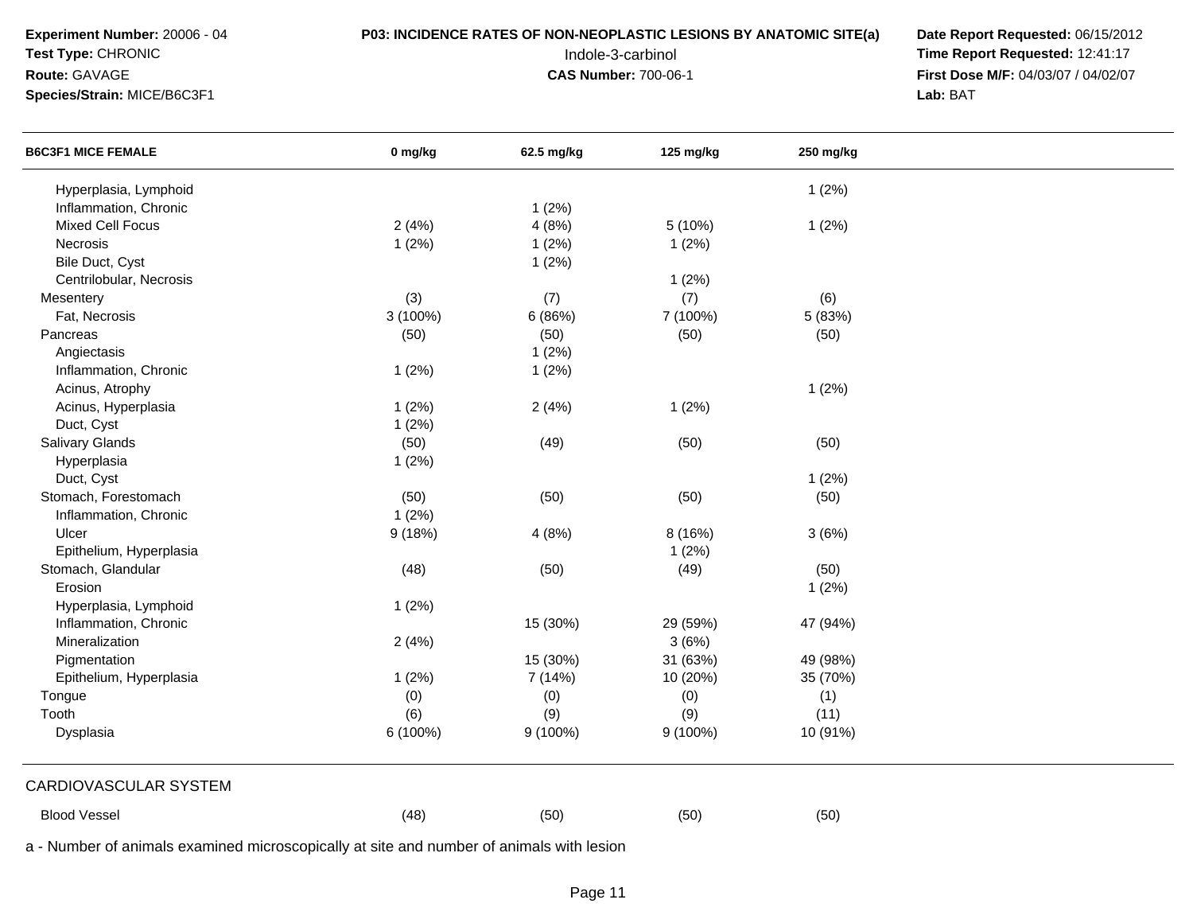**Experiment Number:** 20006 - 04
**Test Type:** CHRONIC
**Route:** GAVAGE
**Species/Strain:** MICE/B6C3F1

**P03: INCIDENCE RATES OF NON-NEOPLASTIC LESIONS BY ANATOMIC SITE(a)**
Indole-3-carbinol
**CAS Number:** 700-06-1

**Date Report Requested:** 06/15/2012
**Time Report Requested:** 12:41:17
**First Dose M/F:** 04/03/07 / 04/02/07
**Lab:** BAT

| B6C3F1 MICE FEMALE | 0 mg/kg | 62.5 mg/kg | 125 mg/kg | 250 mg/kg |
|---|---|---|---|---|
| Hyperplasia, Lymphoid | | | | 1 (2%) |
| Inflammation, Chronic | | 1 (2%) | | |
| Mixed Cell Focus | 2 (4%) | 4 (8%) | 5 (10%) | 1 (2%) |
| Necrosis | 1 (2%) | 1 (2%) | 1 (2%) | |
| Bile Duct, Cyst | | 1 (2%) | | |
| Centrilobular, Necrosis | | | 1 (2%) | |
| Mesentery | (3) | (7) | (7) | (6) |
| Fat, Necrosis | 3 (100%) | 6 (86%) | 7 (100%) | 5 (83%) |
| Pancreas | (50) | (50) | (50) | (50) |
| Angiectasis | | 1 (2%) | | |
| Inflammation, Chronic | 1 (2%) | 1 (2%) | | |
| Acinus, Atrophy | | | | 1 (2%) |
| Acinus, Hyperplasia | 1 (2%) | 2 (4%) | 1 (2%) | |
| Duct, Cyst | 1 (2%) | | | |
| Salivary Glands | (50) | (49) | (50) | (50) |
| Hyperplasia | 1 (2%) | | | |
| Duct, Cyst | | | | 1 (2%) |
| Stomach, Forestomach | (50) | (50) | (50) | (50) |
| Inflammation, Chronic | 1 (2%) | | | |
| Ulcer | 9 (18%) | 4 (8%) | 8 (16%) | 3 (6%) |
| Epithelium, Hyperplasia | | | 1 (2%) | |
| Stomach, Glandular | (48) | (50) | (49) | (50) |
| Erosion | | | | 1 (2%) |
| Hyperplasia, Lymphoid | 1 (2%) | | | |
| Inflammation, Chronic | | 15 (30%) | 29 (59%) | 47 (94%) |
| Mineralization | 2 (4%) | | 3 (6%) | |
| Pigmentation | | 15 (30%) | 31 (63%) | 49 (98%) |
| Epithelium, Hyperplasia | 1 (2%) | 7 (14%) | 10 (20%) | 35 (70%) |
| Tongue | (0) | (0) | (0) | (1) |
| Tooth | (6) | (9) | (9) | (11) |
| Dysplasia | 6 (100%) | 9 (100%) | 9 (100%) | 10 (91%) |
| CARDIOVASCULAR SYSTEM | | | | |
| Blood Vessel | (48) | (50) | (50) | (50) |

a - Number of animals examined microscopically at site and number of animals with lesion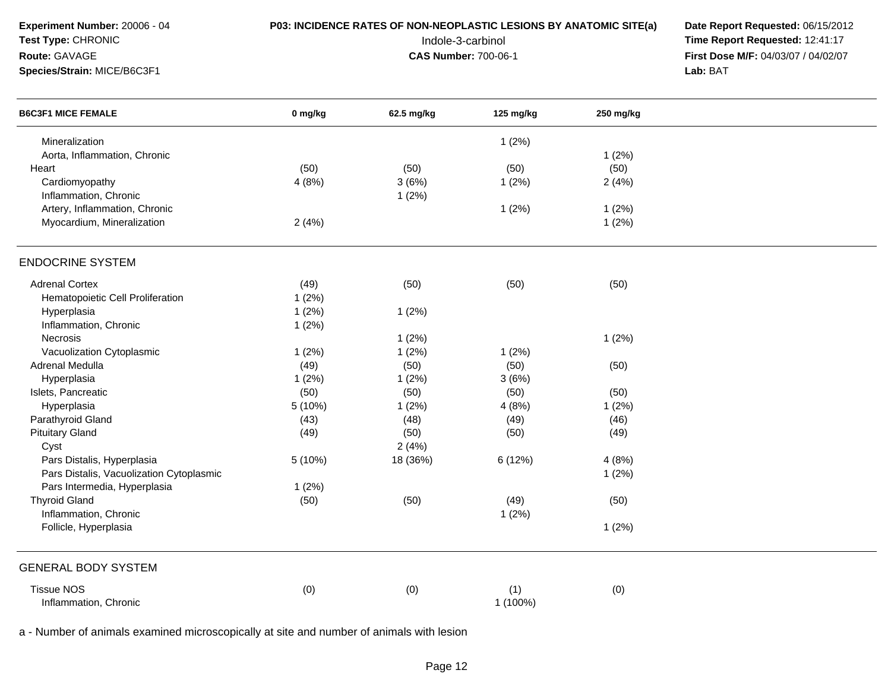**Experiment Number:** 20006 - 04
**Test Type:** CHRONIC
**Route:** GAVAGE
**Species/Strain:** MICE/B6C3F1

**P03: INCIDENCE RATES OF NON-NEOPLASTIC LESIONS BY ANATOMIC SITE(a)**
Indole-3-carbinol
**CAS Number:** 700-06-1

**Date Report Requested:** 06/15/2012
**Time Report Requested:** 12:41:17
**First Dose M/F:** 04/03/07 / 04/02/07
**Lab:** BAT

| B6C3F1 MICE FEMALE | 0 mg/kg | 62.5 mg/kg | 125 mg/kg | 250 mg/kg |
|---|---|---|---|---|
| Mineralization | | | 1 (2%) | |
| Aorta, Inflammation, Chronic | | | | 1 (2%) |
| Heart | (50) | (50) | (50) | (50) |
| Cardiomyopathy | 4 (8%) | 3 (6%) | 1 (2%) | 2 (4%) |
| Inflammation, Chronic | | 1 (2%) | | |
| Artery, Inflammation, Chronic | | | 1 (2%) | 1 (2%) |
| Myocardium, Mineralization | 2 (4%) | | | 1 (2%) |
| **ENDOCRINE SYSTEM** | | | | |
| Adrenal Cortex | (49) | (50) | (50) | (50) |
| Hematopoietic Cell Proliferation | 1 (2%) | | | |
| Hyperplasia | 1 (2%) | 1 (2%) | | |
| Inflammation, Chronic | 1 (2%) | | | |
| Necrosis | | 1 (2%) | | 1 (2%) |
| Vacuolization Cytoplasmic | 1 (2%) | 1 (2%) | 1 (2%) | |
| Adrenal Medulla | (49) | (50) | (50) | (50) |
| Hyperplasia | 1 (2%) | 1 (2%) | 3 (6%) | |
| Islets, Pancreatic | (50) | (50) | (50) | (50) |
| Hyperplasia | 5 (10%) | 1 (2%) | 4 (8%) | 1 (2%) |
| Parathyroid Gland | (43) | (48) | (49) | (46) |
| Pituitary Gland | (49) | (50) | (50) | (49) |
| Cyst | | 2 (4%) | | |
| Pars Distalis, Hyperplasia | 5 (10%) | 18 (36%) | 6 (12%) | 4 (8%) |
| Pars Distalis, Vacuolization Cytoplasmic | | | | 1 (2%) |
| Pars Intermedia, Hyperplasia | 1 (2%) | | | |
| Thyroid Gland | (50) | (50) | (49) | (50) |
| Inflammation, Chronic | | | 1 (2%) | |
| Follicle, Hyperplasia | | | | 1 (2%) |
| **GENERAL BODY SYSTEM** | | | | |
| Tissue NOS | (0) | (0) | (1) | (0) |
| Inflammation, Chronic | | | 1 (100%) | |

a - Number of animals examined microscopically at site and number of animals with lesion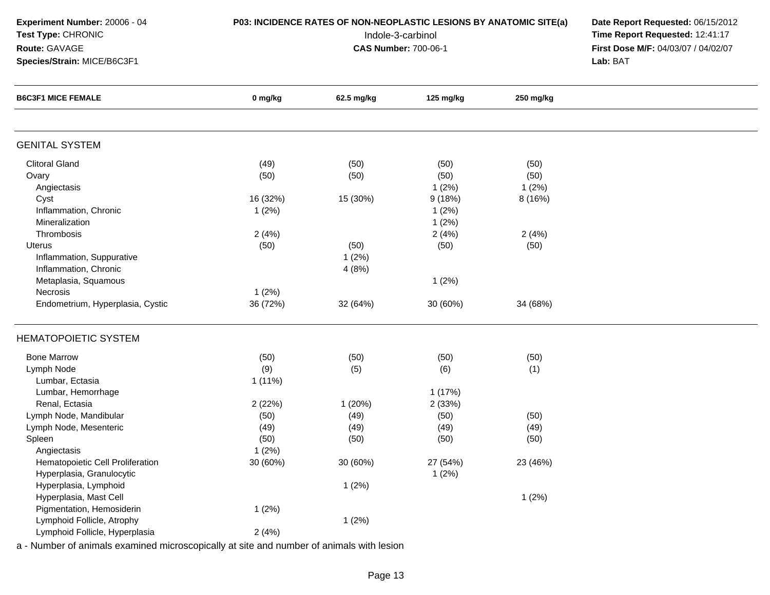**Experiment Number:** 20006 - 04
**Test Type:** CHRONIC
**Route:** GAVAGE
**Species/Strain:** MICE/B6C3F1

**P03: INCIDENCE RATES OF NON-NEOPLASTIC LESIONS BY ANATOMIC SITE(a)**
Indole-3-carbinol
**CAS Number:** 700-06-1

**Date Report Requested:** 06/15/2012
**Time Report Requested:** 12:41:17
**First Dose M/F:** 04/03/07 / 04/02/07
**Lab:** BAT

| B6C3F1 MICE FEMALE | 0 mg/kg | 62.5 mg/kg | 125 mg/kg | 250 mg/kg |
|---|---|---|---|---|
| **GENITAL SYSTEM** | | | | |
| Clitoral Gland | (49) | (50) | (50) | (50) |
| Ovary | (50) | (50) | (50) | (50) |
| Angiectasis | | | 1 (2%) | 1 (2%) |
| Cyst | 16 (32%) | 15 (30%) | 9 (18%) | 8 (16%) |
| Inflammation, Chronic | 1 (2%) | | 1 (2%) | |
| Mineralization | | | 1 (2%) | |
| Thrombosis | 2 (4%) | | 2 (4%) | 2 (4%) |
| Uterus | (50) | (50) | (50) | (50) |
| Inflammation, Suppurative | | 1 (2%) | | |
| Inflammation, Chronic | | 4 (8%) | | |
| Metaplasia, Squamous | | | 1 (2%) | |
| Necrosis | 1 (2%) | | | |
| Endometrium, Hyperplasia, Cystic | 36 (72%) | 32 (64%) | 30 (60%) | 34 (68%) |
| **HEMATOPOIETIC SYSTEM** | | | | |
| Bone Marrow | (50) | (50) | (50) | (50) |
| Lymph Node | (9) | (5) | (6) | (1) |
| Lumbar, Ectasia | 1 (11%) | | | |
| Lumbar, Hemorrhage | | | 1 (17%) | |
| Renal, Ectasia | 2 (22%) | 1 (20%) | 2 (33%) | |
| Lymph Node, Mandibular | (50) | (49) | (50) | (50) |
| Lymph Node, Mesenteric | (49) | (49) | (49) | (49) |
| Spleen | (50) | (50) | (50) | (50) |
| Angiectasis | 1 (2%) | | | |
| Hematopoietic Cell Proliferation | 30 (60%) | 30 (60%) | 27 (54%) | 23 (46%) |
| Hyperplasia, Granulocytic | | | 1 (2%) | |
| Hyperplasia, Lymphoid | | 1 (2%) | | |
| Hyperplasia, Mast Cell | | | | 1 (2%) |
| Pigmentation, Hemosiderin | 1 (2%) | | | |
| Lymphoid Follicle, Atrophy | | 1 (2%) | | |
| Lymphoid Follicle, Hyperplasia | 2 (4%) | | | |

a - Number of animals examined microscopically at site and number of animals with lesion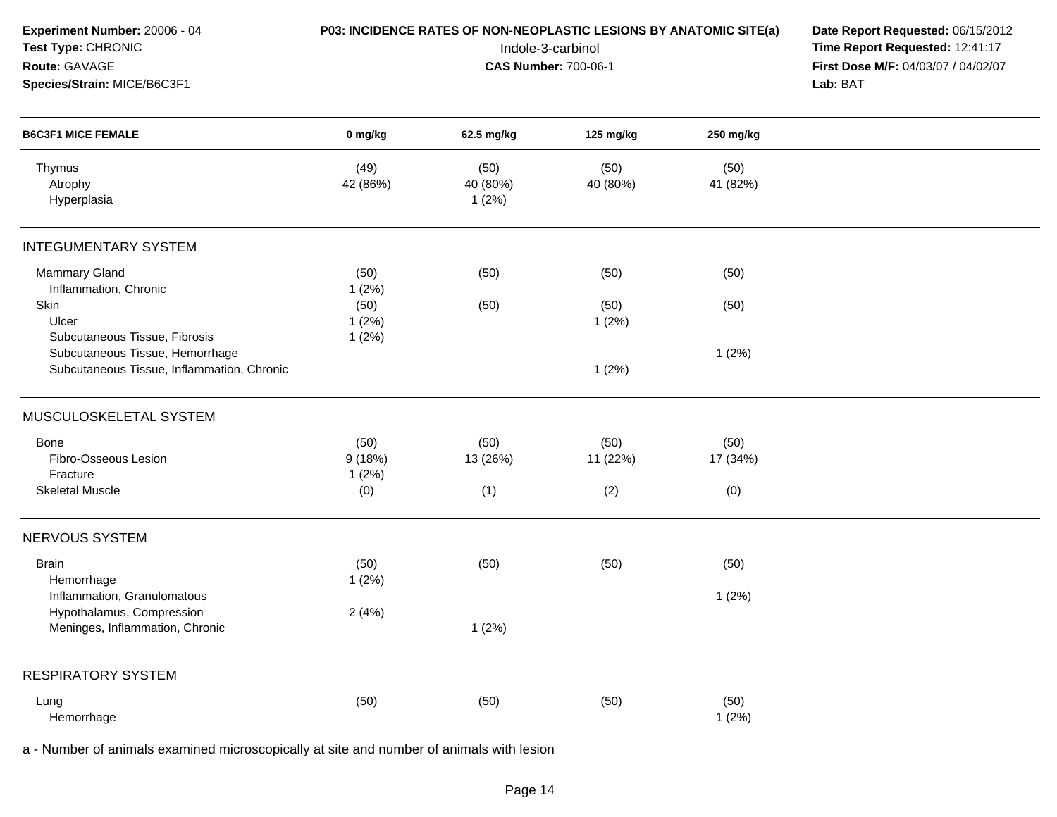**Experiment Number:** 20006 - 04
**Test Type:** CHRONIC
**Route:** GAVAGE
**Species/Strain:** MICE/B6C3F1

**P03: INCIDENCE RATES OF NON-NEOPLASTIC LESIONS BY ANATOMIC SITE(a)**
Indole-3-carbinol
**CAS Number:** 700-06-1

**Date Report Requested:** 06/15/2012
**Time Report Requested:** 12:41:17
**First Dose M/F:** 04/03/07 / 04/02/07
**Lab:** BAT

| B6C3F1 MICE FEMALE | 0 mg/kg | 62.5 mg/kg | 125 mg/kg | 250 mg/kg |
|---|---|---|---|---|
| Thymus | (49) | (50) | (50) | (50) |
| Atrophy | 42 (86%) | 40 (80%) | 40 (80%) | 41 (82%) |
| Hyperplasia | | 1 (2%) | | |
| **INTEGUMENTARY SYSTEM** | | | | |
| Mammary Gland | (50) | (50) | (50) | (50) |
| Inflammation, Chronic | 1 (2%) | | | |
| Skin | (50) | (50) | (50) | (50) |
| Ulcer | 1 (2%) | | 1 (2%) | |
| Subcutaneous Tissue, Fibrosis | 1 (2%) | | | |
| Subcutaneous Tissue, Hemorrhage | | | | 1 (2%) |
| Subcutaneous Tissue, Inflammation, Chronic | | | 1 (2%) | |
| **MUSCULOSKELETAL SYSTEM** | | | | |
| Bone | (50) | (50) | (50) | (50) |
| Fibro-Osseous Lesion | 9 (18%) | 13 (26%) | 11 (22%) | 17 (34%) |
| Fracture | 1 (2%) | | | |
| Skeletal Muscle | (0) | (1) | (2) | (0) |
| **NERVOUS SYSTEM** | | | | |
| Brain | (50) | (50) | (50) | (50) |
| Hemorrhage | 1 (2%) | | | |
| Inflammation, Granulomatous | | | | 1 (2%) |
| Hypothalamus, Compression | 2 (4%) | | | |
| Meninges, Inflammation, Chronic | | 1 (2%) | | |
| **RESPIRATORY SYSTEM** | | | | |
| Lung | (50) | (50) | (50) | (50) |
| Hemorrhage | | | | 1 (2%) |

a - Number of animals examined microscopically at site and number of animals with lesion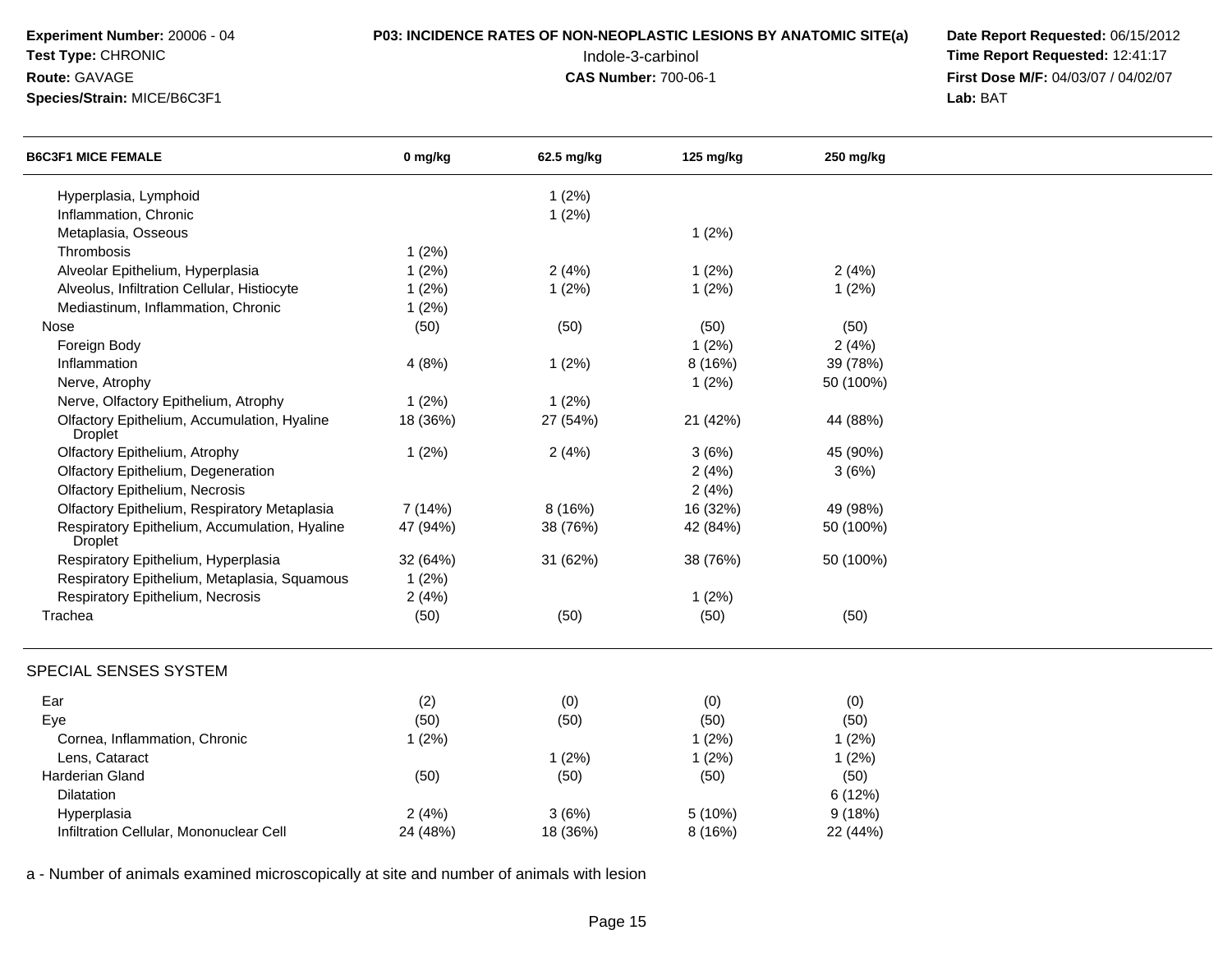**Experiment Number:** 20006 - 04
**Test Type:** CHRONIC
**Route:** GAVAGE
**Species/Strain:** MICE/B6C3F1

**P03: INCIDENCE RATES OF NON-NEOPLASTIC LESIONS BY ANATOMIC SITE(a)**
Indole-3-carbinol
**CAS Number:** 700-06-1

**Date Report Requested:** 06/15/2012
**Time Report Requested:** 12:41:17
**First Dose M/F:** 04/03/07 / 04/02/07
**Lab:** BAT

| B6C3F1 MICE FEMALE | 0 mg/kg | 62.5 mg/kg | 125 mg/kg | 250 mg/kg |
|---|---|---|---|---|
| Hyperplasia, Lymphoid | | 1 (2%) | | |
| Inflammation, Chronic | | 1 (2%) | | |
| Metaplasia, Osseous | | | 1 (2%) | |
| Thrombosis | 1 (2%) | | | |
| Alveolar Epithelium, Hyperplasia | 1 (2%) | 2 (4%) | 1 (2%) | 2 (4%) |
| Alveolus, Infiltration Cellular, Histiocyte | 1 (2%) | 1 (2%) | 1 (2%) | 1 (2%) |
| Mediastinum, Inflammation, Chronic | 1 (2%) | | | |
| Nose | (50) | (50) | (50) | (50) |
| Foreign Body | | | 1 (2%) | 2 (4%) |
| Inflammation | 4 (8%) | 1 (2%) | 8 (16%) | 39 (78%) |
| Nerve, Atrophy | | | 1 (2%) | 50 (100%) |
| Nerve, Olfactory Epithelium, Atrophy | 1 (2%) | 1 (2%) | | |
| Olfactory Epithelium, Accumulation, Hyaline Droplet | 18 (36%) | 27 (54%) | 21 (42%) | 44 (88%) |
| Olfactory Epithelium, Atrophy | 1 (2%) | 2 (4%) | 3 (6%) | 45 (90%) |
| Olfactory Epithelium, Degeneration | | | 2 (4%) | 3 (6%) |
| Olfactory Epithelium, Necrosis | | | 2 (4%) | |
| Olfactory Epithelium, Respiratory Metaplasia | 7 (14%) | 8 (16%) | 16 (32%) | 49 (98%) |
| Respiratory Epithelium, Accumulation, Hyaline Droplet | 47 (94%) | 38 (76%) | 42 (84%) | 50 (100%) |
| Respiratory Epithelium, Hyperplasia | 32 (64%) | 31 (62%) | 38 (76%) | 50 (100%) |
| Respiratory Epithelium, Metaplasia, Squamous | 1 (2%) | | | |
| Respiratory Epithelium, Necrosis | 2 (4%) | | 1 (2%) | |
| Trachea | (50) | (50) | (50) | (50) |
| **SPECIAL SENSES SYSTEM** | | | | |
| Ear | (2) | (0) | (0) | (0) |
| Eye | (50) | (50) | (50) | (50) |
| Cornea, Inflammation, Chronic | 1 (2%) | | 1 (2%) | 1 (2%) |
| Lens, Cataract | | 1 (2%) | 1 (2%) | 1 (2%) |
| Harderian Gland | (50) | (50) | (50) | (50) |
| Dilatation | | | | 6 (12%) |
| Hyperplasia | 2 (4%) | 3 (6%) | 5 (10%) | 9 (18%) |
| Infiltration Cellular, Mononuclear Cell | 24 (48%) | 18 (36%) | 8 (16%) | 22 (44%) |

a - Number of animals examined microscopically at site and number of animals with lesion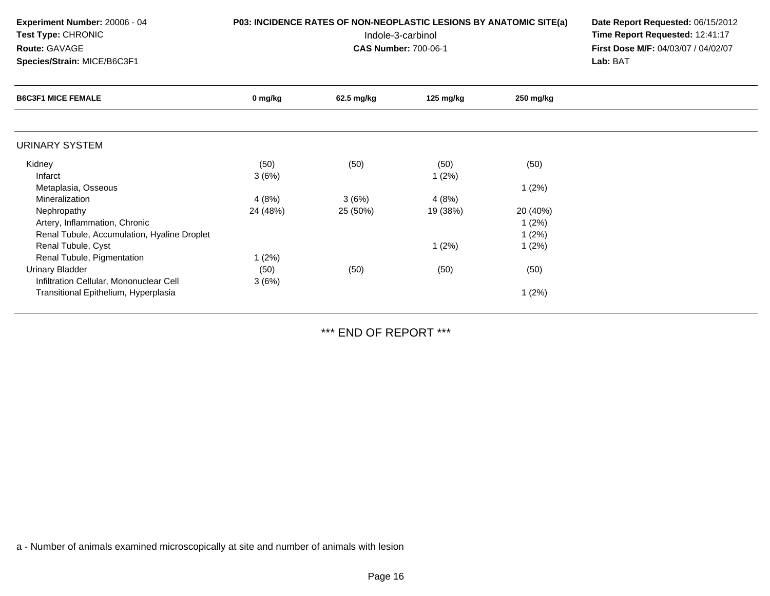**Experiment Number:** 20006 - 04
**Test Type:** CHRONIC
**Route:** GAVAGE
**Species/Strain:** MICE/B6C3F1

**P03: INCIDENCE RATES OF NON-NEOPLASTIC LESIONS BY ANATOMIC SITE(a)**
Indole-3-carbinol
**CAS Number:** 700-06-1

**Date Report Requested:** 06/15/2012
**Time Report Requested:** 12:41:17
**First Dose M/F:** 04/03/07 / 04/02/07
**Lab:** BAT

| B6C3F1 MICE FEMALE | 0 mg/kg | 62.5 mg/kg | 125 mg/kg | 250 mg/kg |
|---|---|---|---|---|
| URINARY SYSTEM | | | | |
| Kidney | (50) | (50) | (50) | (50) |
| Infarct | 3 (6%) | | 1 (2%) | |
| Metaplasia, Osseous | | | | 1 (2%) |
| Mineralization | 4 (8%) | 3 (6%) | 4 (8%) | |
| Nephropathy | 24 (48%) | 25 (50%) | 19 (38%) | 20 (40%) |
| Artery, Inflammation, Chronic | | | | 1 (2%) |
| Renal Tubule, Accumulation, Hyaline Droplet | | | | 1 (2%) |
| Renal Tubule, Cyst | | | 1 (2%) | 1 (2%) |
| Renal Tubule, Pigmentation | 1 (2%) | | | |
| Urinary Bladder | (50) | (50) | (50) | (50) |
| Infiltration Cellular, Mononuclear Cell | 3 (6%) | | | |
| Transitional Epithelium, Hyperplasia | | | | 1 (2%) |

*** END OF REPORT ***

a - Number of animals examined microscopically at site and number of animals with lesion